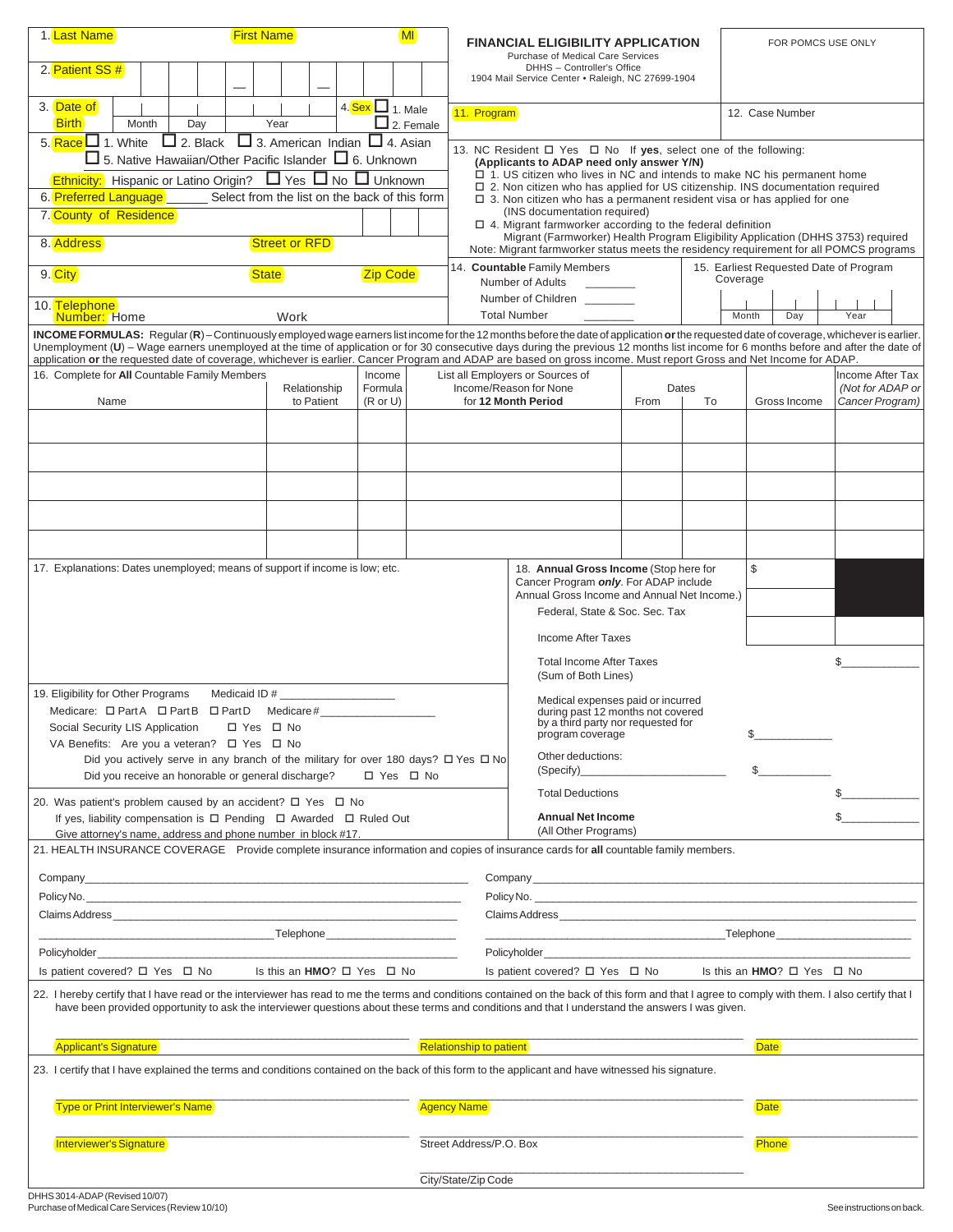# FINANCIAL ELIGIBILITY APPLICATION

Purchase of Medical Care Services
DHHS – Controller's Office
1904 Mail Service Center • Raleigh, NC 27699-1904

FOR POMCS USE ONLY

1. Last Name First Name MI

2. Patient SS # — —

3. Date of Birth Month Day Year

4. Sex ☐ 1. Male ☐ 2. Female

5. Race ☐ 1. White ☐ 2. Black ☐ 3. American Indian ☐ 4. Asian ☐ 5. Native Hawaiian/Other Pacific Islander ☐ 6. Unknown

Ethnicity: Hispanic or Latino Origin? ☐ Yes ☐ No ☐ Unknown

6. Preferred Language ______ Select from the list on the back of this form

7. County of Residence

8. Address Street or RFD

9. City State Zip Code

10. Telephone Number: Home Work

11. Program

12. Case Number

13. NC Resident ☐ Yes ☐ No If **yes**, select one of the following:
**(Applicants to ADAP need only answer Y/N)**
- ☐ 1. US citizen who lives in NC and intends to make NC his permanent home
- ☐ 2. Non citizen who has applied for US citizenship. INS documentation required
- ☐ 3. Non citizen who has a permanent resident visa or has applied for one (INS documentation required)
- ☐ 4. Migrant farmworker according to the federal definition
  Migrant (Farmworker) Health Program Eligibility Application (DHHS 3753) required

Note: Migrant farmworker status meets the residency requirement for all POMCS programs

14. **Countable** Family Members
Number of Adults ________
Number of Children ________
Total Number ________

15. Earliest Requested Date of Program Coverage
Month Day Year

**INCOME FORMULAS:** Regular (**R**) – Continuously employed wage earners list income for the 12 months before the date of application **or** the requested date of coverage, whichever is earlier. Unemployment (**U**) – Wage earners unemployed at the time of application or for 30 consecutive days during the previous 12 months list income for 6 months before and after the date of application **or** the requested date of coverage, whichever is earlier. Cancer Program and ADAP are based on gross income. Must report Gross and Net Income for ADAP.

16. Complete for **All** Countable Family Members

| Name | Relationship to Patient | Income Formula (R or U) | List all Employers or Sources of Income/Reason for None for **12 Month Period** | Dates From | Dates To | Gross Income | Income After Tax *(Not for ADAP or Cancer Program)* |
|---|---|---|---|---|---|---|---|
| | | | | | | | |
| | | | | | | | |
| | | | | | | | |
| | | | | | | | |
| | | | | | | | |

17. Explanations: Dates unemployed; means of support if income is low; etc.

18. **Annual Gross Income** (Stop here for Cancer Program ***only***. For ADAP include Annual Gross Income and Annual Net Income.) $

Federal, State & Soc. Sec. Tax

Income After Taxes

Total Income After Taxes (Sum of Both Lines) $____________

Medical expenses paid or incurred during past 12 months not covered by a third party nor requested for program coverage $____________

Other deductions: (Specify)____________________ $____________

Total Deductions $____________

**Annual Net Income** (All Other Programs) $____________

19. Eligibility for Other Programs Medicaid ID # ________________
Medicare: ☐ Part A ☐ Part B ☐ Part D Medicare # ________________
Social Security LIS Application ☐ Yes ☐ No
VA Benefits: Are you a veteran? ☐ Yes ☐ No
Did you actively serve in any branch of the military for over 180 days? ☐ Yes ☐ No
Did you receive an honorable or general discharge? ☐ Yes ☐ No

20. Was patient's problem caused by an accident? ☐ Yes ☐ No
If yes, liability compensation is ☐ Pending ☐ Awarded ☐ Ruled Out
Give attorney's name, address and phone number in block #17.

21. HEALTH INSURANCE COVERAGE Provide complete insurance information and copies of insurance cards for **all** countable family members.

Company________________________________
Policy No.________________________________
Claims Address________________________________
________________________ Telephone________________
Policyholder________________________________
Is patient covered? ☐ Yes ☐ No Is this an **HMO**? ☐ Yes ☐ No

Company________________________________
Policy No.________________________________
Claims Address________________________________
________________________ Telephone________________
Policyholder________________________________
Is patient covered? ☐ Yes ☐ No Is this an **HMO**? ☐ Yes ☐ No

22. I hereby certify that I have read or the interviewer has read to me the terms and conditions contained on the back of this form and that I agree to comply with them. I also certify that I have been provided opportunity to ask the interviewer questions about these terms and conditions and that I understand the answers I was given.

Applicant's Signature ________________ Relationship to patient ________________ Date ________

23. I certify that I have explained the terms and conditions contained on the back of this form to the applicant and have witnessed his signature.

Type or Print Interviewer's Name ________________ Agency Name ________________ Date ________

Interviewer's Signature ________________ Street Address/P.O. Box ________________ Phone ________

City/State/Zip Code ________________

DHHS 3014-ADAP (Revised 10/07)
Purchase of Medical Care Services (Review 10/10)

See instructions on back.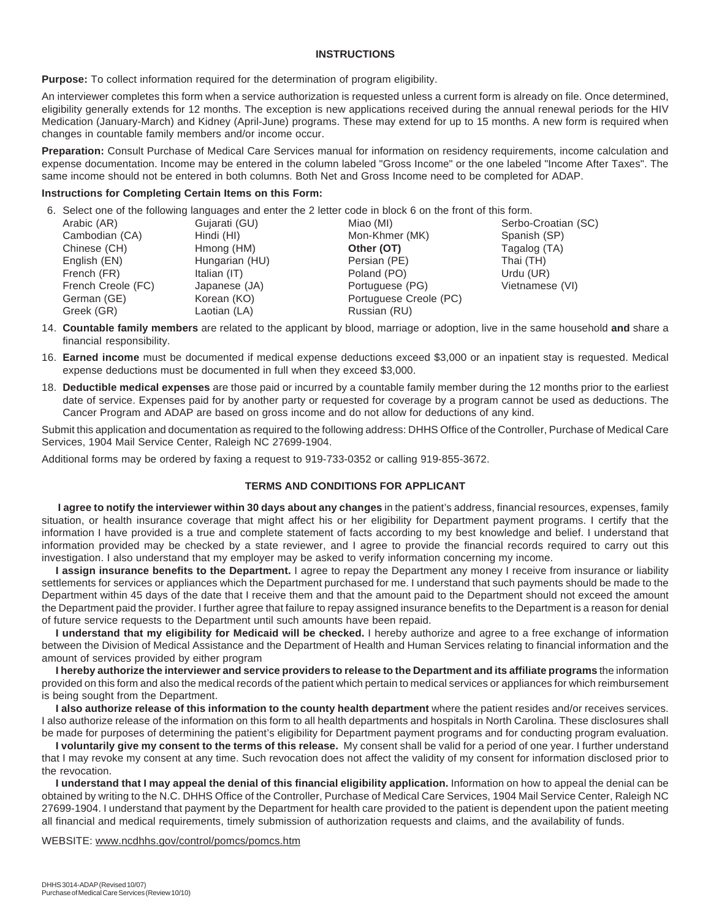## INSTRUCTIONS

**Purpose:** To collect information required for the determination of program eligibility.

An interviewer completes this form when a service authorization is requested unless a current form is already on file. Once determined, eligibility generally extends for 12 months. The exception is new applications received during the annual renewal periods for the HIV Medication (January-March) and Kidney (April-June) programs. These may extend for up to 15 months. A new form is required when changes in countable family members and/or income occur.

**Preparation:** Consult Purchase of Medical Care Services manual for information on residency requirements, income calculation and expense documentation. Income may be entered in the column labeled "Gross Income" or the one labeled "Income After Taxes". The same income should not be entered in both columns. Both Net and Gross Income need to be completed for ADAP.

**Instructions for Completing Certain Items on this Form:**

6. Select one of the following languages and enter the 2 letter code in block 6 on the front of this form.

| | | | |
|---|---|---|---|
| Arabic (AR) | Gujarati (GU) | Miao (MI) | Serbo-Croatian (SC) |
| Cambodian (CA) | Hindi (HI) | Mon-Khmer (MK) | Spanish (SP) |
| Chinese (CH) | Hmong (HM) | **Other (OT)** | Tagalog (TA) |
| English (EN) | Hungarian (HU) | Persian (PE) | Thai (TH) |
| French (FR) | Italian (IT) | Poland (PO) | Urdu (UR) |
| French Creole (FC) | Japanese (JA) | Portuguese (PG) | Vietnamese (VI) |
| German (GE) | Korean (KO) | Portuguese Creole (PC) | |
| Greek (GR) | Laotian (LA) | Russian (RU) | |

14. **Countable family members** are related to the applicant by blood, marriage or adoption, live in the same household **and** share a financial responsibility.

16. **Earned income** must be documented if medical expense deductions exceed $3,000 or an inpatient stay is requested. Medical expense deductions must be documented in full when they exceed $3,000.

18. **Deductible medical expenses** are those paid or incurred by a countable family member during the 12 months prior to the earliest date of service. Expenses paid for by another party or requested for coverage by a program cannot be used as deductions. The Cancer Program and ADAP are based on gross income and do not allow for deductions of any kind.

Submit this application and documentation as required to the following address: DHHS Office of the Controller, Purchase of Medical Care Services, 1904 Mail Service Center, Raleigh NC 27699-1904.

Additional forms may be ordered by faxing a request to 919-733-0352 or calling 919-855-3672.

## TERMS AND CONDITIONS FOR APPLICANT

**I agree to notify the interviewer within 30 days about any changes** in the patient's address, financial resources, expenses, family situation, or health insurance coverage that might affect his or her eligibility for Department payment programs. I certify that the information I have provided is a true and complete statement of facts according to my best knowledge and belief. I understand that information provided may be checked by a state reviewer, and I agree to provide the financial records required to carry out this investigation. I also understand that my employer may be asked to verify information concerning my income.

**I assign insurance benefits to the Department.** I agree to repay the Department any money I receive from insurance or liability settlements for services or appliances which the Department purchased for me. I understand that such payments should be made to the Department within 45 days of the date that I receive them and that the amount paid to the Department should not exceed the amount the Department paid the provider. I further agree that failure to repay assigned insurance benefits to the Department is a reason for denial of future service requests to the Department until such amounts have been repaid.

**I understand that my eligibility for Medicaid will be checked.** I hereby authorize and agree to a free exchange of information between the Division of Medical Assistance and the Department of Health and Human Services relating to financial information and the amount of services provided by either program

**I hereby authorize the interviewer and service providers to release to the Department and its affiliate programs** the information provided on this form and also the medical records of the patient which pertain to medical services or appliances for which reimbursement is being sought from the Department.

**I also authorize release of this information to the county health department** where the patient resides and/or receives services. I also authorize release of the information on this form to all health departments and hospitals in North Carolina. These disclosures shall be made for purposes of determining the patient's eligibility for Department payment programs and for conducting program evaluation.

**I voluntarily give my consent to the terms of this release.** My consent shall be valid for a period of one year. I further understand that I may revoke my consent at any time. Such revocation does not affect the validity of my consent for information disclosed prior to the revocation.

**I understand that I may appeal the denial of this financial eligibility application.** Information on how to appeal the denial can be obtained by writing to the N.C. DHHS Office of the Controller, Purchase of Medical Care Services, 1904 Mail Service Center, Raleigh NC 27699-1904. I understand that payment by the Department for health care provided to the patient is dependent upon the patient meeting all financial and medical requirements, timely submission of authorization requests and claims, and the availability of funds.

WEBSITE: www.ncdhhs.gov/control/pomcs/pomcs.htm

DHHS 3014-ADAP (Revised 10/07)
Purchase of Medical Care Services (Review 10/10)